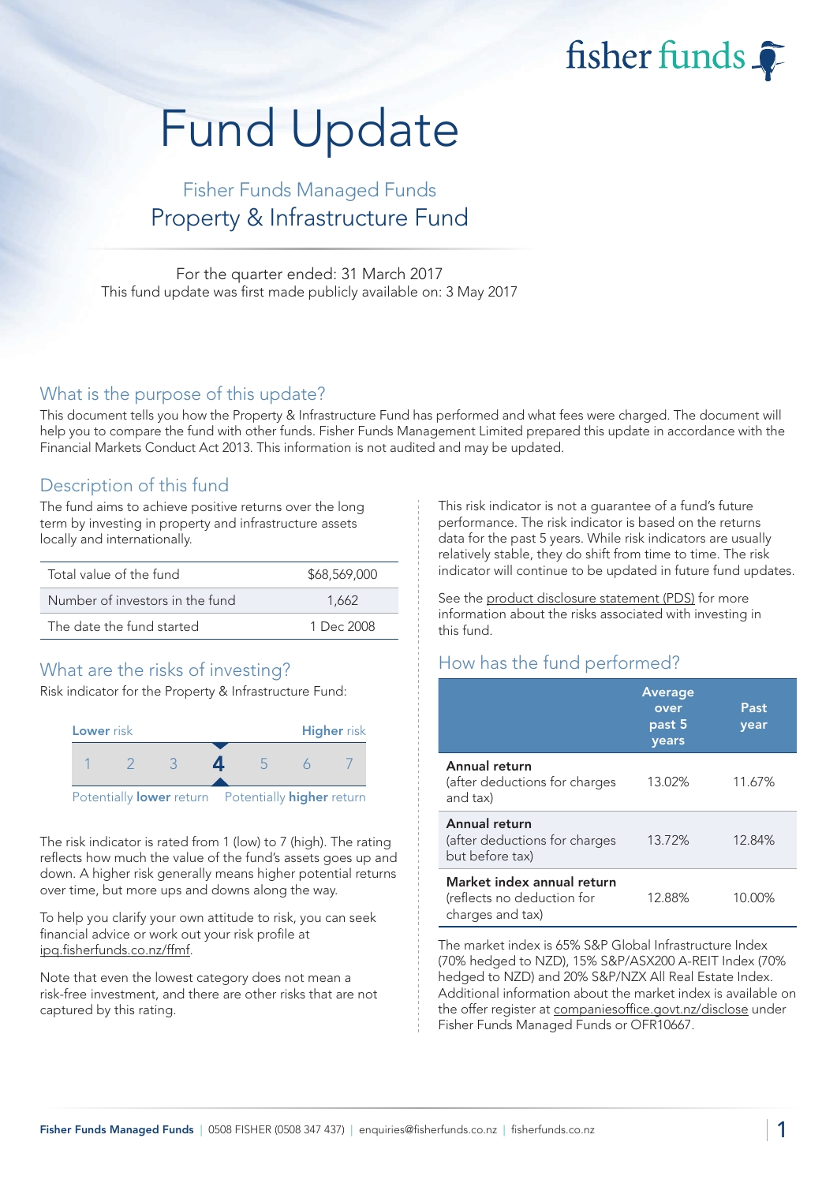# Fund Update

## Fisher Funds Managed Funds
## Property & Infrastructure Fund

For the quarter ended: 31 March 2017
This fund update was first made publicly available on: 3 May 2017

## What is the purpose of this update?

This document tells you how the Property & Infrastructure Fund has performed and what fees were charged. The document will help you to compare the fund with other funds. Fisher Funds Management Limited prepared this update in accordance with the Financial Markets Conduct Act 2013. This information is not audited and may be updated.

## Description of this fund

The fund aims to achieve positive returns over the long term by investing in property and infrastructure assets locally and internationally.

| | |
|---|---|
| Total value of the fund | $68,569,000 |
| Number of investors in the fund | 1,662 |
| The date the fund started | 1 Dec 2008 |

## What are the risks of investing?

Risk indicator for the Property & Infrastructure Fund:

| Lower risk | | | | | | Higher risk |
|---|---|---|---|---|---|---|
| 1 | 2 | 3 | **4** | 5 | 6 | 7 |
| Potentially **lower** return | | | | | | Potentially **higher** return |

The risk indicator is rated from 1 (low) to 7 (high). The rating reflects how much the value of the fund's assets goes up and down. A higher risk generally means higher potential returns over time, but more ups and downs along the way.

To help you clarify your own attitude to risk, you can seek financial advice or work out your risk profile at ipq.fisherfunds.co.nz/ffmf.

Note that even the lowest category does not mean a risk-free investment, and there are other risks that are not captured by this rating.

This risk indicator is not a guarantee of a fund's future performance. The risk indicator is based on the returns data for the past 5 years. While risk indicators are usually relatively stable, they do shift from time to time. The risk indicator will continue to be updated in future fund updates.

See the product disclosure statement (PDS) for more information about the risks associated with investing in this fund.

## How has the fund performed?

| | Average over past 5 years | Past year |
|---|---|---|
| **Annual return** (after deductions for charges and tax) | 13.02% | 11.67% |
| **Annual return** (after deductions for charges but before tax) | 13.72% | 12.84% |
| **Market index annual return** (reflects no deduction for charges and tax) | 12.88% | 10.00% |

The market index is 65% S&P Global Infrastructure Index (70% hedged to NZD), 15% S&P/ASX200 A-REIT Index (70% hedged to NZD) and 20% S&P/NZX All Real Estate Index. Additional information about the market index is available on the offer register at companiesoffice.govt.nz/disclose under Fisher Funds Managed Funds or OFR10667.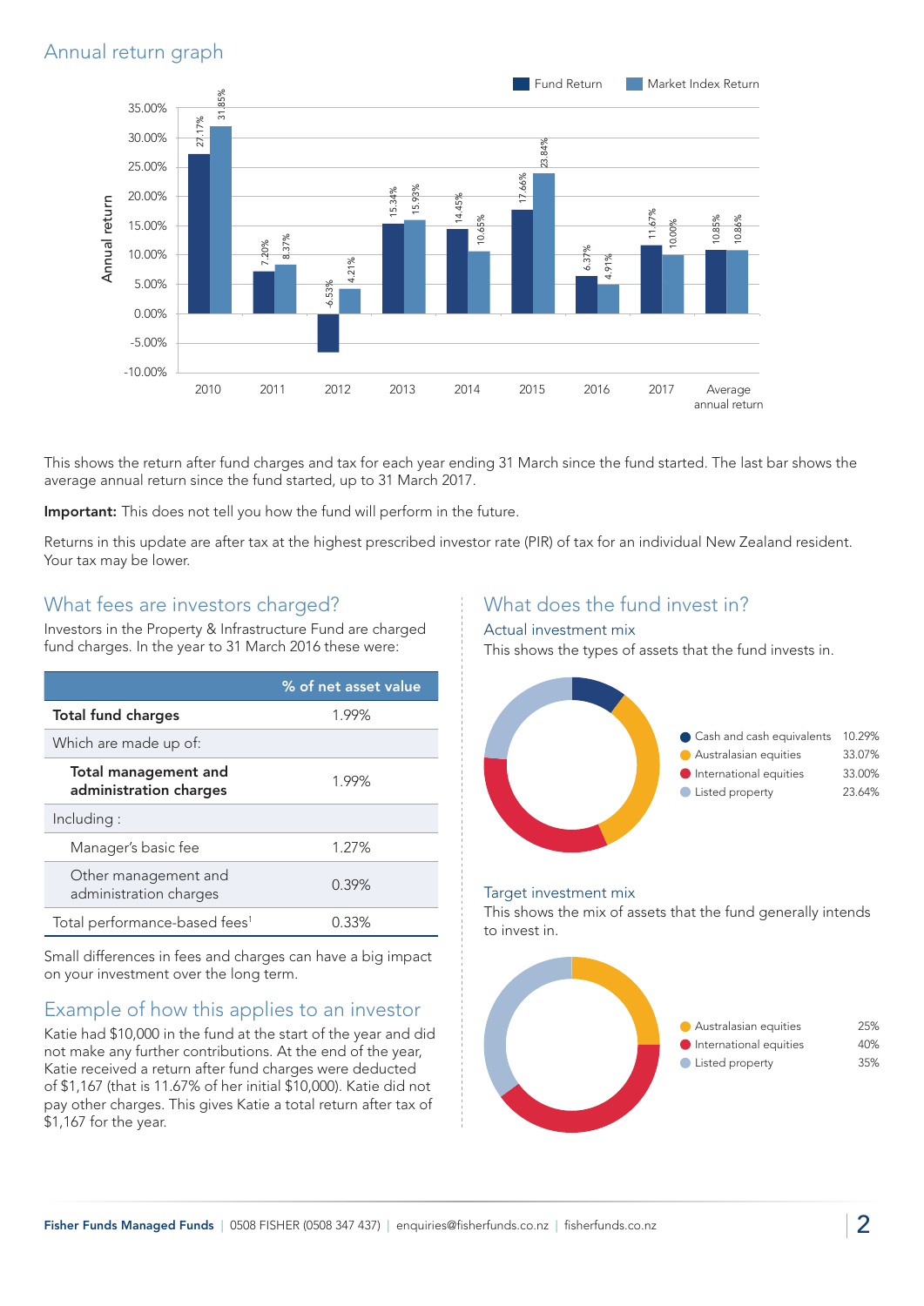## Annual return graph

| Year | Fund Return | Market Index Return |
|---|---|---|
| 2010 | 27.17% | 31.85% |
| 2011 | 7.20% | 8.37% |
| 2012 | -6.53% | 4.21% |
| 2013 | 15.34% | 15.93% |
| 2014 | 14.45% | 10.65% |
| 2015 | 17.66% | 23.84% |
| 2016 | 6.37% | 4.91% |
| 2017 | 11.67% | 10.00% |
| Average annual return | 10.85% | 10.86% |

This shows the return after fund charges and tax for each year ending 31 March since the fund started. The last bar shows the average annual return since the fund started, up to 31 March 2017.

**Important:** This does not tell you how the fund will perform in the future.

Returns in this update are after tax at the highest prescribed investor rate (PIR) of tax for an individual New Zealand resident. Your tax may be lower.

## What fees are investors charged?

Investors in the Property & Infrastructure Fund are charged fund charges. In the year to 31 March 2016 these were:

| | % of net asset value |
|---|---|
| **Total fund charges** | 1.99% |
| Which are made up of: | |
| **Total management and administration charges** | 1.99% |
| Including : | |
| Manager's basic fee | 1.27% |
| Other management and administration charges | 0.39% |
| Total performance-based fees[1] | 0.33% |

Small differences in fees and charges can have a big impact on your investment over the long term.

## Example of how this applies to an investor

Katie had $10,000 in the fund at the start of the year and did not make any further contributions. At the end of the year, Katie received a return after fund charges were deducted of $1,167 (that is 11.67% of her initial $10,000). Katie did not pay other charges. This gives Katie a total return after tax of $1,167 for the year.

## What does the fund invest in?

### Actual investment mix

This shows the types of assets that the fund invests in.

| Asset | % |
|---|---|
| Cash and cash equivalents | 10.29% |
| Australasian equities | 33.07% |
| International equities | 33.00% |
| Listed property | 23.64% |

### Target investment mix

This shows the mix of assets that the fund generally intends to invest in.

| Asset | % |
|---|---|
| Australasian equities | 25% |
| International equities | 40% |
| Listed property | 35% |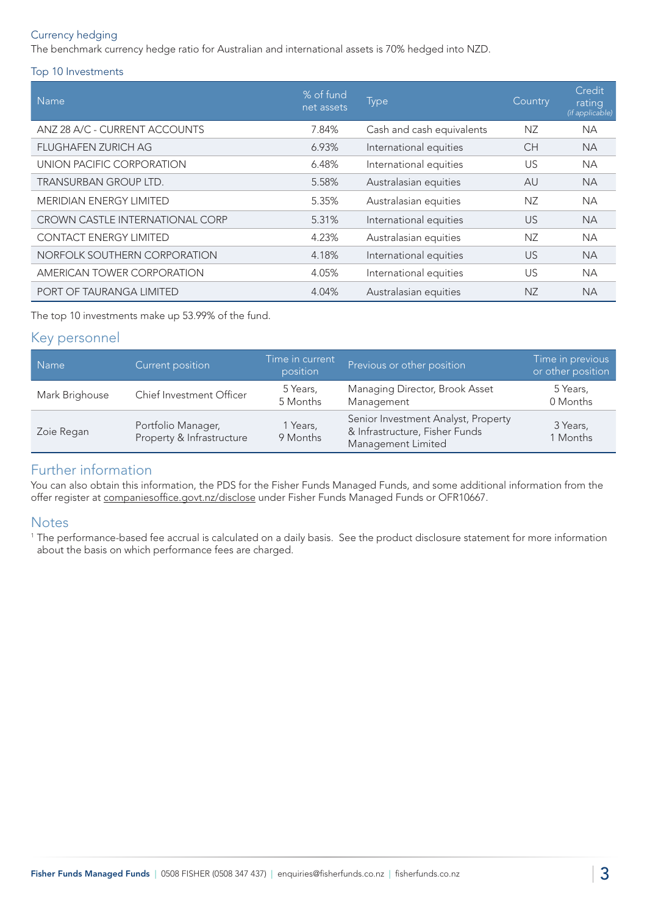### Currency hedging

The benchmark currency hedge ratio for Australian and international assets is 70% hedged into NZD.

### Top 10 Investments

| Name | % of fund net assets | Type | Country | Credit rating *(if applicable)* |
|---|---|---|---|---|
| ANZ 28 A/C - CURRENT ACCOUNTS | 7.84% | Cash and cash equivalents | NZ | NA |
| FLUGHAFEN ZURICH AG | 6.93% | International equities | CH | NA |
| UNION PACIFIC CORPORATION | 6.48% | International equities | US | NA |
| TRANSURBAN GROUP LTD. | 5.58% | Australasian equities | AU | NA |
| MERIDIAN ENERGY LIMITED | 5.35% | Australasian equities | NZ | NA |
| CROWN CASTLE INTERNATIONAL CORP | 5.31% | International equities | US | NA |
| CONTACT ENERGY LIMITED | 4.23% | Australasian equities | NZ | NA |
| NORFOLK SOUTHERN CORPORATION | 4.18% | International equities | US | NA |
| AMERICAN TOWER CORPORATION | 4.05% | International equities | US | NA |
| PORT OF TAURANGA LIMITED | 4.04% | Australasian equities | NZ | NA |

The top 10 investments make up 53.99% of the fund.

## Key personnel

| Name | Current position | Time in current position | Previous or other position | Time in previous or other position |
|---|---|---|---|---|
| Mark Brighouse | Chief Investment Officer | 5 Years, 5 Months | Managing Director, Brook Asset Management | 5 Years, 0 Months |
| Zoie Regan | Portfolio Manager, Property & Infrastructure | 1 Years, 9 Months | Senior Investment Analyst, Property & Infrastructure, Fisher Funds Management Limited | 3 Years, 1 Months |

## Further information

You can also obtain this information, the PDS for the Fisher Funds Managed Funds, and some additional information from the offer register at companiesoffice.govt.nz/disclose under Fisher Funds Managed Funds or OFR10667.

## Notes

[1] The performance-based fee accrual is calculated on a daily basis. See the product disclosure statement for more information about the basis on which performance fees are charged.